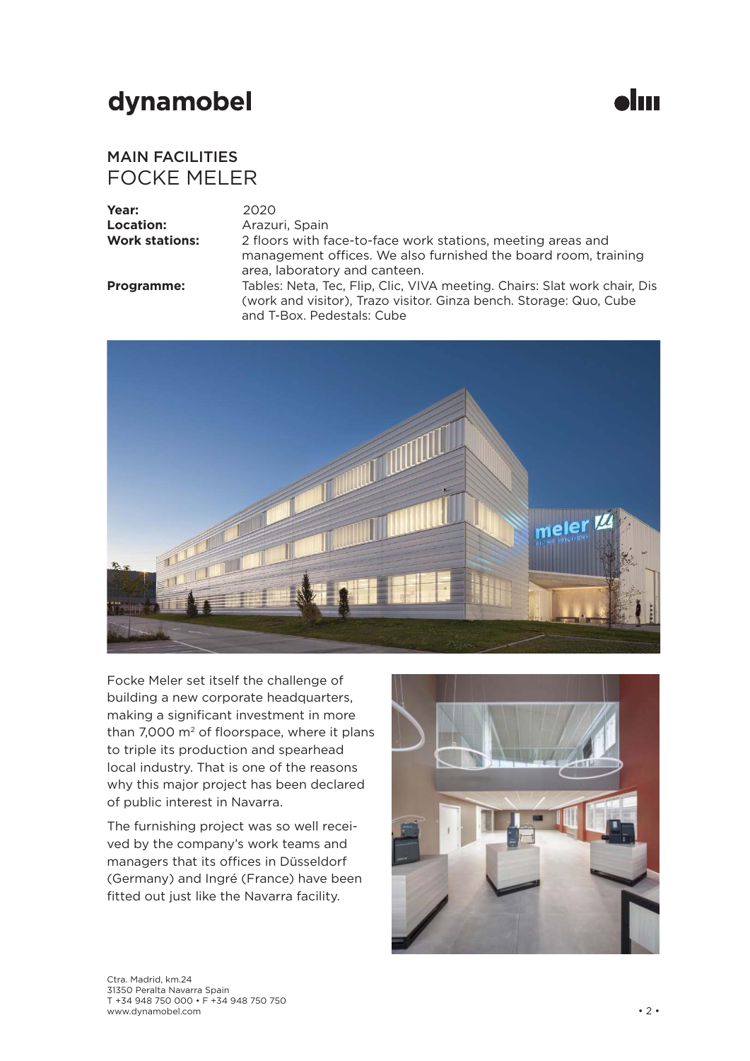# dynamobel

## MAIN FACILITIES
## FOCKE MELER

| | |
|---|---|
| **Year:** | 2020 |
| **Location:** | Arazuri, Spain |
| **Work stations:** | 2 floors with face-to-face work stations, meeting areas and management offices. We also furnished the board room, training area, laboratory and canteen. |
| **Programme:** | Tables: Neta, Tec, Flip, Clic, VIVA meeting. Chairs: Slat work chair, Dis (work and visitor), Trazo visitor. Ginza bench. Storage: Quo, Cube and T-Box. Pedestals: Cube |

Focke Meler set itself the challenge of building a new corporate headquarters, making a significant investment in more than 7,000 m$^2$ of floorspace, where it plans to triple its production and spearhead local industry. That is one of the reasons why this major project has been declared of public interest in Navarra.

The furnishing project was so well received by the company's work teams and managers that its offices in Düsseldorf (Germany) and Ingré (France) have been fitted out just like the Navarra facility.

Ctra. Madrid, km.24
31350 Peralta Navarra Spain
T +34 948 750 000 • F +34 948 750 750
www.dynamobel.com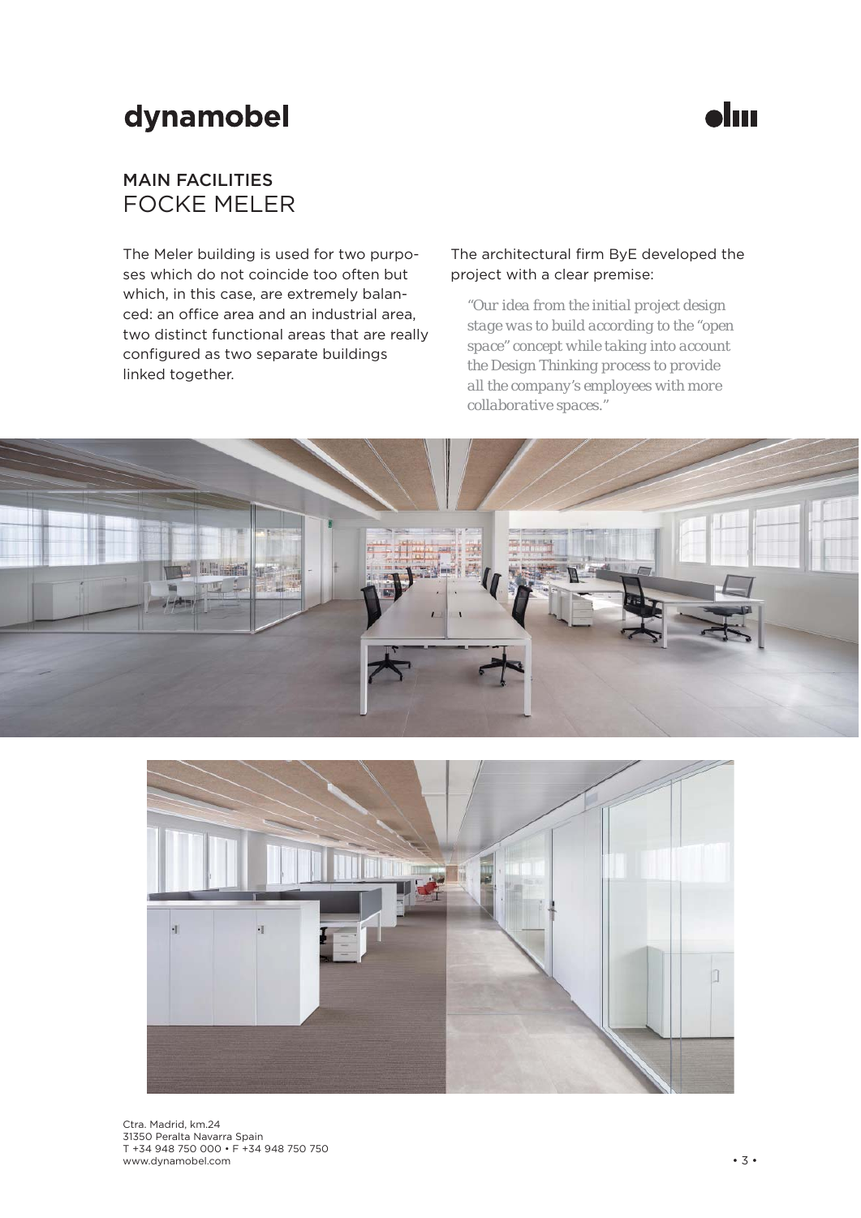# dynamobel

## MAIN FACILITIES
## FOCKE MELER

The Meler building is used for two purposes which do not coincide too often but which, in this case, are extremely balanced: an office area and an industrial area, two distinct functional areas that are really configured as two separate buildings linked together.

The architectural firm ByE developed the project with a clear premise:

*"Our idea from the initial project design stage was to build according to the "open space" concept while taking into account the Design Thinking process to provide all the company's employees with more collaborative spaces."*

Ctra. Madrid, km.24
31350 Peralta Navarra Spain
T +34 948 750 000 • F +34 948 750 750
www.dynamobel.com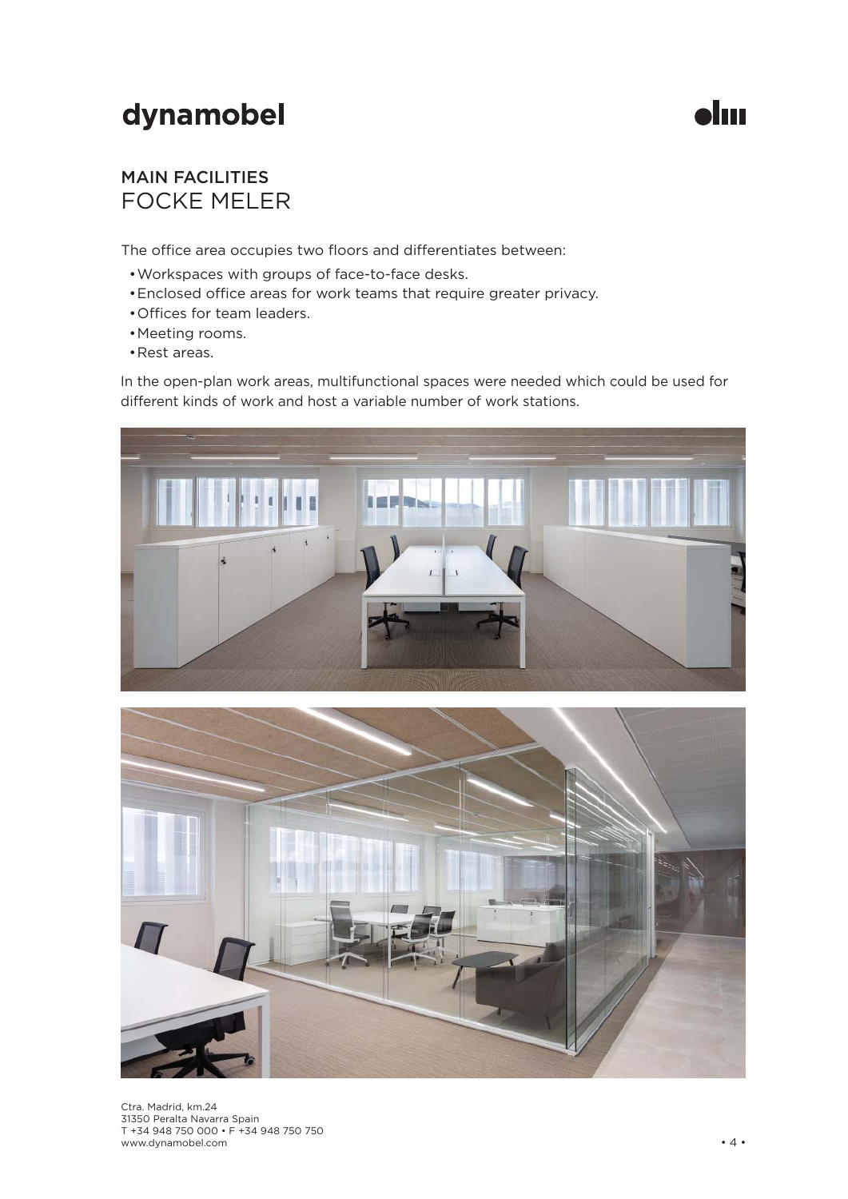## MAIN FACILITIES
# FOCKE MELER

The office area occupies two floors and differentiates between:

- Workspaces with groups of face-to-face desks.
- Enclosed office areas for work teams that require greater privacy.
- Offices for team leaders.
- Meeting rooms.
- Rest areas.

In the open-plan work areas, multifunctional spaces were needed which could be used for different kinds of work and host a variable number of work stations.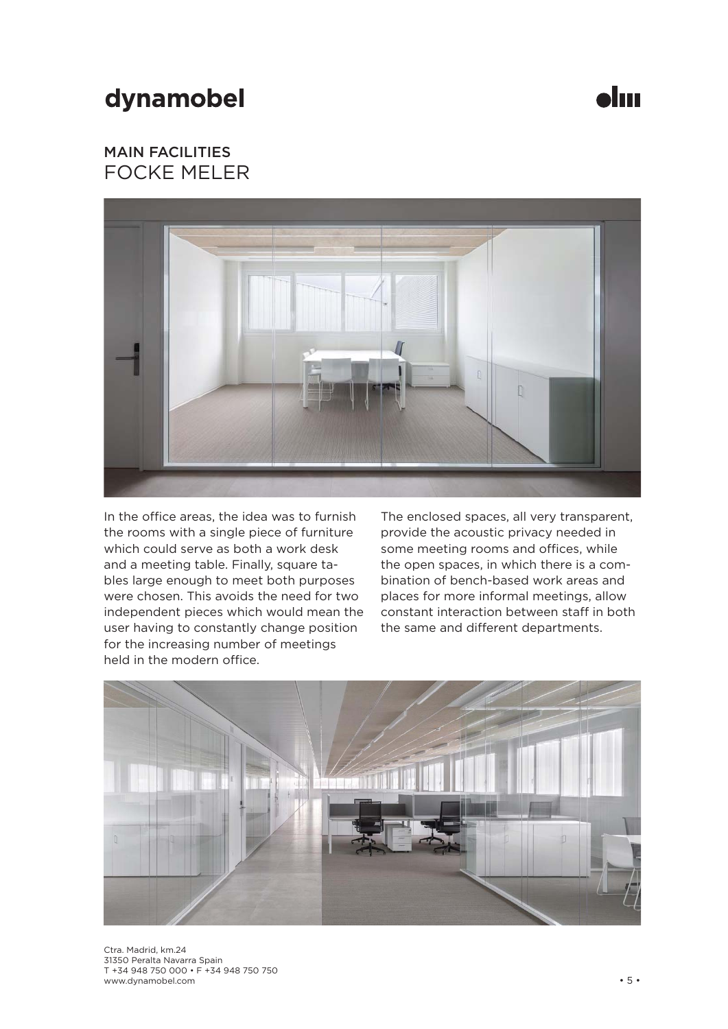## MAIN FACILITIES
# FOCKE MELER

In the office areas, the idea was to furnish the rooms with a single piece of furniture which could serve as both a work desk and a meeting table. Finally, square tables large enough to meet both purposes were chosen. This avoids the need for two independent pieces which would mean the user having to constantly change position for the increasing number of meetings held in the modern office.

The enclosed spaces, all very transparent, provide the acoustic privacy needed in some meeting rooms and offices, while the open spaces, in which there is a combination of bench-based work areas and places for more informal meetings, allow constant interaction between staff in both the same and different departments.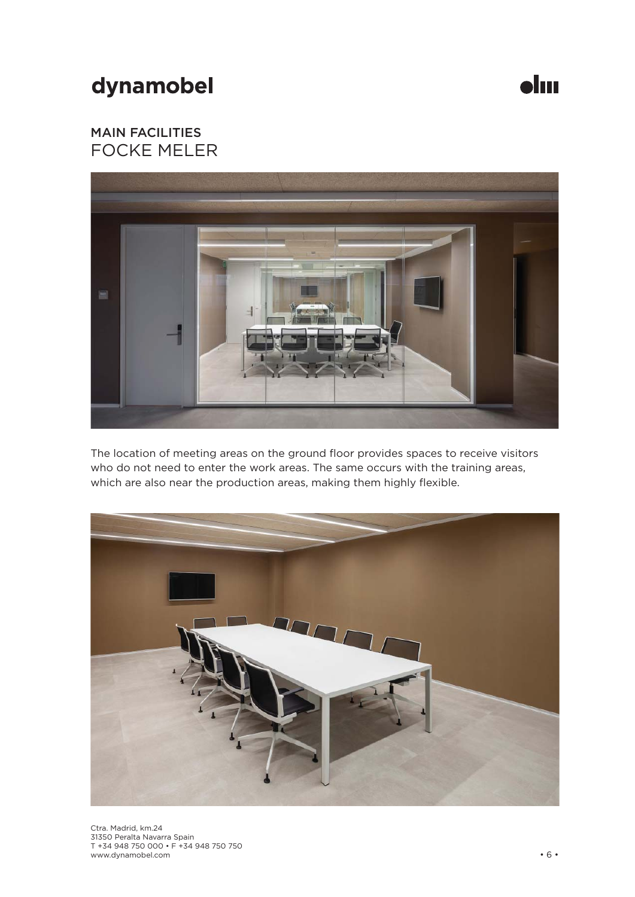## MAIN FACILITIES
## FOCKE MELER

The location of meeting areas on the ground floor provides spaces to receive visitors who do not need to enter the work areas. The same occurs with the training areas, which are also near the production areas, making them highly flexible.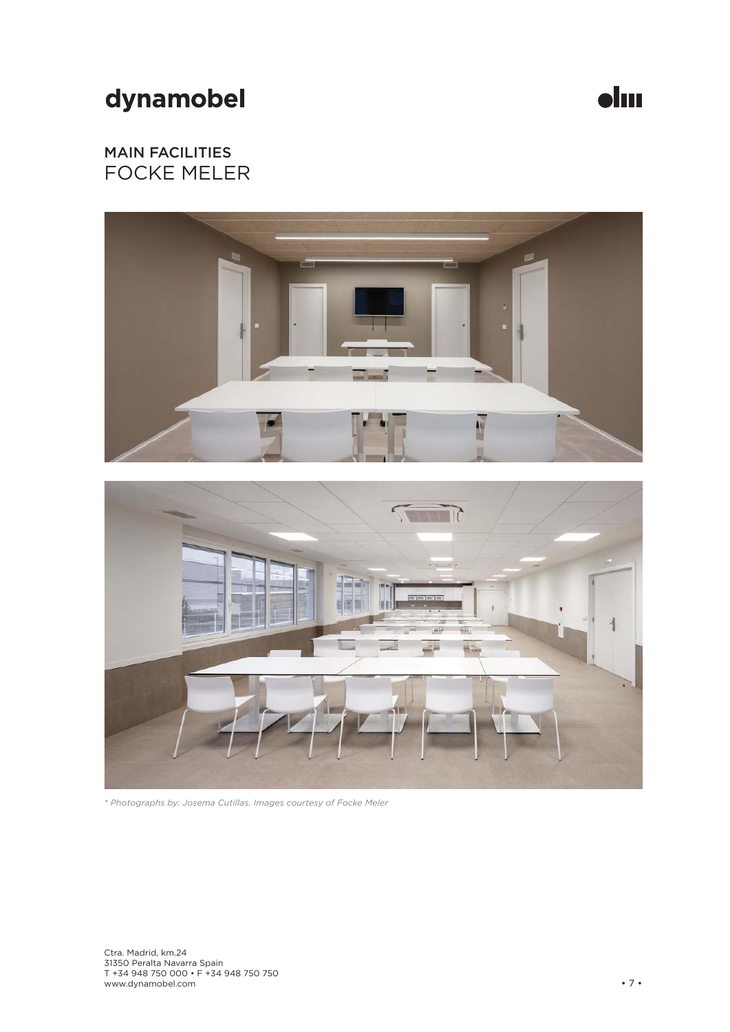# dynamobel

## MAIN FACILITIES
FOCKE MELER

*\* Photographs by: Josema Cutillas. Images courtesy of Focke Meler*

Ctra. Madrid, km.24
31350 Peralta Navarra Spain
T +34 948 750 000 • F +34 948 750 750
www.dynamobel.com